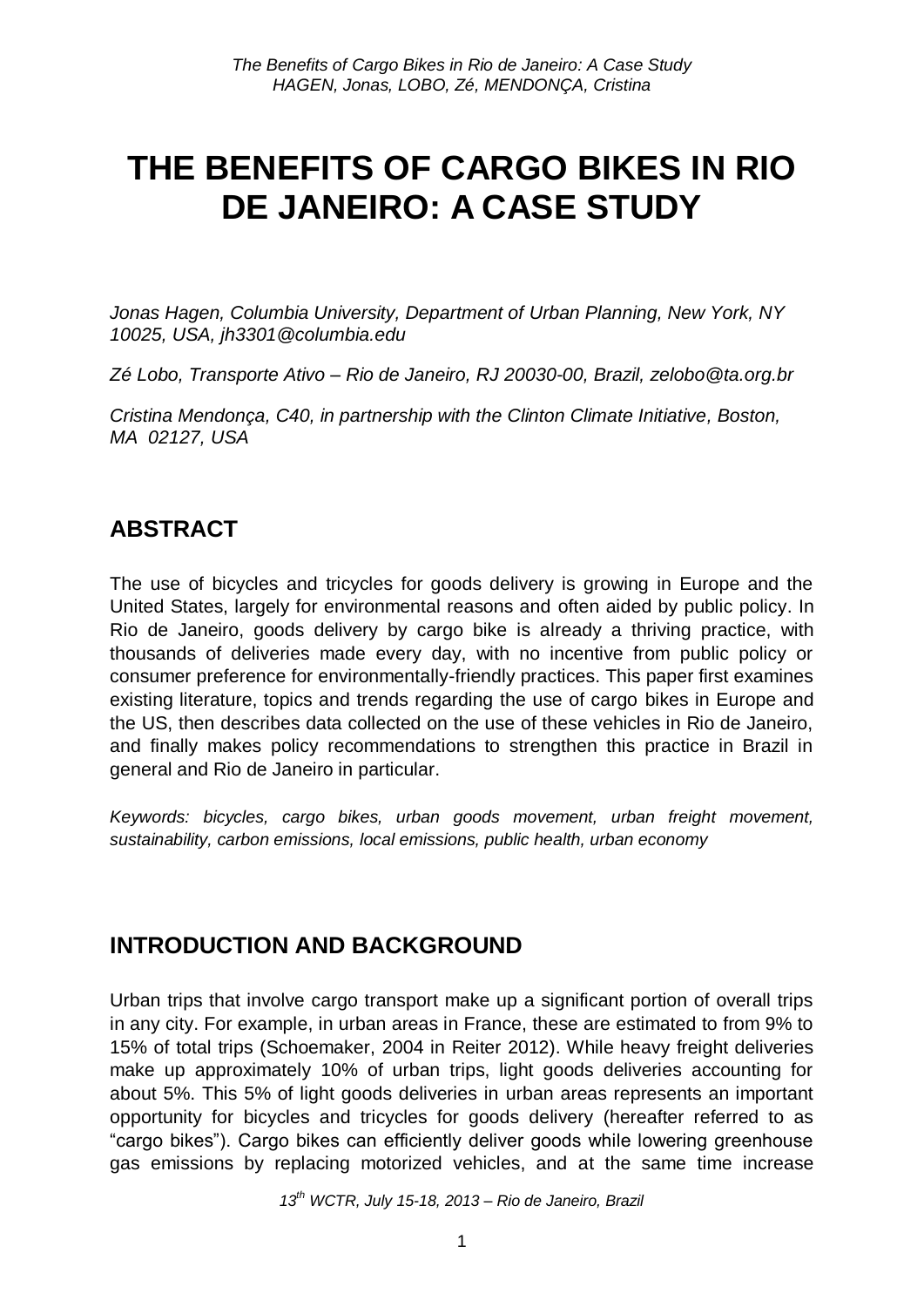# THE BENEFITS OF CARGO BIKES IN RIO DE JANEIRO: A CASE STUDY

*Jonas Hagen, Columbia University, Department of Urban Planning, New York, NY 10025, USA, jh3301@columbia.edu*

*Zé Lobo, Transporte Ativo – Rio de Janeiro, RJ 20030-00, Brazil, zelobo@ta.org.br*

*Cristina Mendonça, C40, in partnership with the Clinton Climate Initiative, Boston, MA 02127, USA*

## ABSTRACT

The use of bicycles and tricycles for goods delivery is growing in Europe and the United States, largely for environmental reasons and often aided by public policy. In Rio de Janeiro, goods delivery by cargo bike is already a thriving practice, with thousands of deliveries made every day, with no incentive from public policy or consumer preference for environmentally-friendly practices. This paper first examines existing literature, topics and trends regarding the use of cargo bikes in Europe and the US, then describes data collected on the use of these vehicles in Rio de Janeiro, and finally makes policy recommendations to strengthen this practice in Brazil in general and Rio de Janeiro in particular.

*Keywords: bicycles, cargo bikes, urban goods movement, urban freight movement, sustainability, carbon emissions, local emissions, public health, urban economy*

## INTRODUCTION AND BACKGROUND

Urban trips that involve cargo transport make up a significant portion of overall trips in any city. For example, in urban areas in France, these are estimated to from 9% to 15% of total trips (Schoemaker, 2004 in Reiter 2012). While heavy freight deliveries make up approximately 10% of urban trips, light goods deliveries accounting for about 5%. This 5% of light goods deliveries in urban areas represents an important opportunity for bicycles and tricycles for goods delivery (hereafter referred to as "cargo bikes"). Cargo bikes can efficiently deliver goods while lowering greenhouse gas emissions by replacing motorized vehicles, and at the same time increase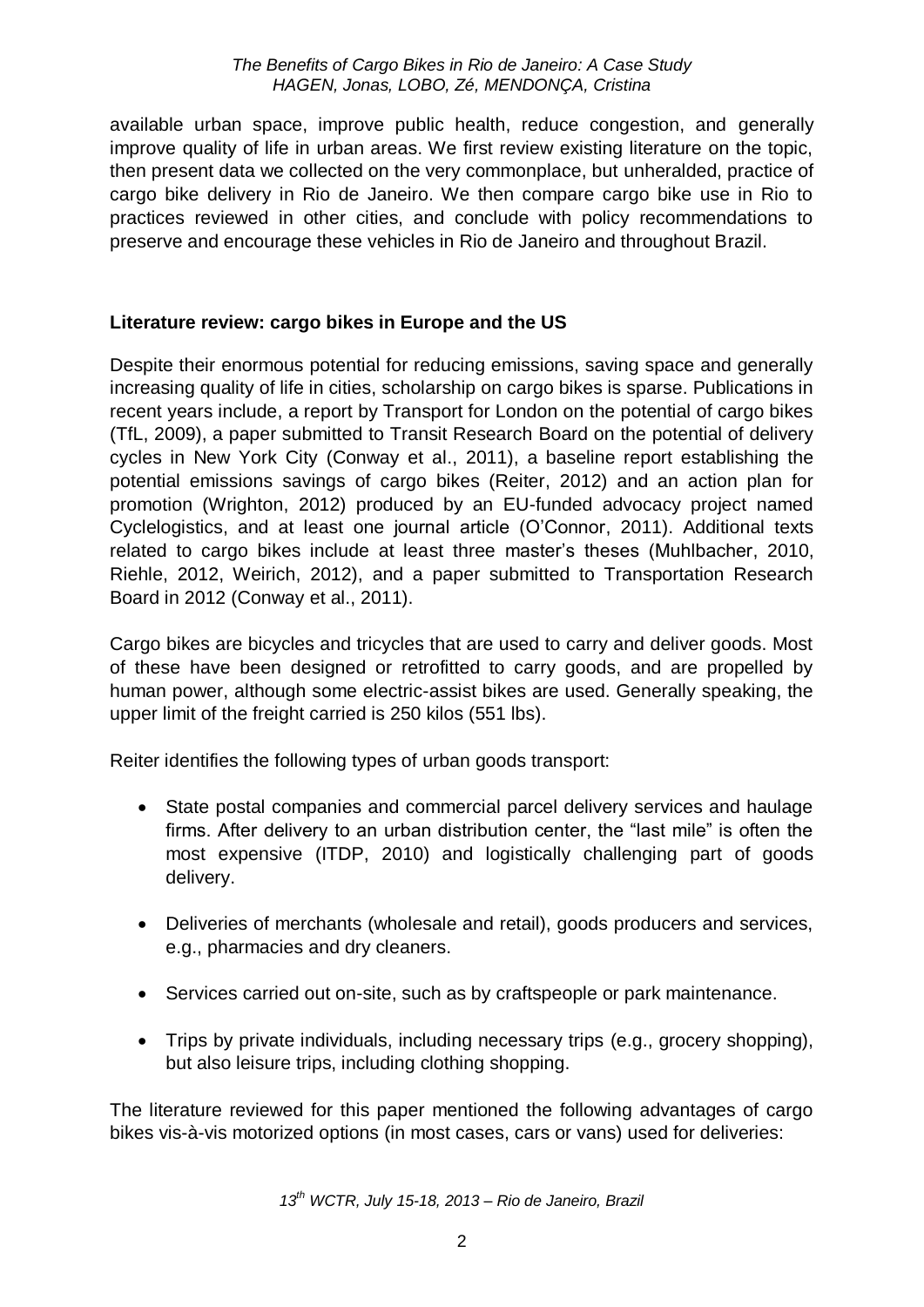available urban space, improve public health, reduce congestion, and generally improve quality of life in urban areas. We first review existing literature on the topic, then present data we collected on the very commonplace, but unheralded, practice of cargo bike delivery in Rio de Janeiro. We then compare cargo bike use in Rio to practices reviewed in other cities, and conclude with policy recommendations to preserve and encourage these vehicles in Rio de Janeiro and throughout Brazil.

## Literature review: cargo bikes in Europe and the US

Despite their enormous potential for reducing emissions, saving space and generally increasing quality of life in cities, scholarship on cargo bikes is sparse. Publications in recent years include, a report by Transport for London on the potential of cargo bikes (TfL, 2009), a paper submitted to Transit Research Board on the potential of delivery cycles in New York City (Conway et al., 2011), a baseline report establishing the potential emissions savings of cargo bikes (Reiter, 2012) and an action plan for promotion (Wrighton, 2012) produced by an EU-funded advocacy project named Cyclelogistics, and at least one journal article (O'Connor, 2011). Additional texts related to cargo bikes include at least three master's theses (Muhlbacher, 2010, Riehle, 2012, Weirich, 2012), and a paper submitted to Transportation Research Board in 2012 (Conway et al., 2011).

Cargo bikes are bicycles and tricycles that are used to carry and deliver goods. Most of these have been designed or retrofitted to carry goods, and are propelled by human power, although some electric-assist bikes are used. Generally speaking, the upper limit of the freight carried is 250 kilos (551 lbs).

Reiter identifies the following types of urban goods transport:

- State postal companies and commercial parcel delivery services and haulage firms. After delivery to an urban distribution center, the "last mile" is often the most expensive (ITDP, 2010) and logistically challenging part of goods delivery.
- Deliveries of merchants (wholesale and retail), goods producers and services, e.g., pharmacies and dry cleaners.
- Services carried out on-site, such as by craftspeople or park maintenance.
- Trips by private individuals, including necessary trips (e.g., grocery shopping), but also leisure trips, including clothing shopping.

The literature reviewed for this paper mentioned the following advantages of cargo bikes vis-à-vis motorized options (in most cases, cars or vans) used for deliveries: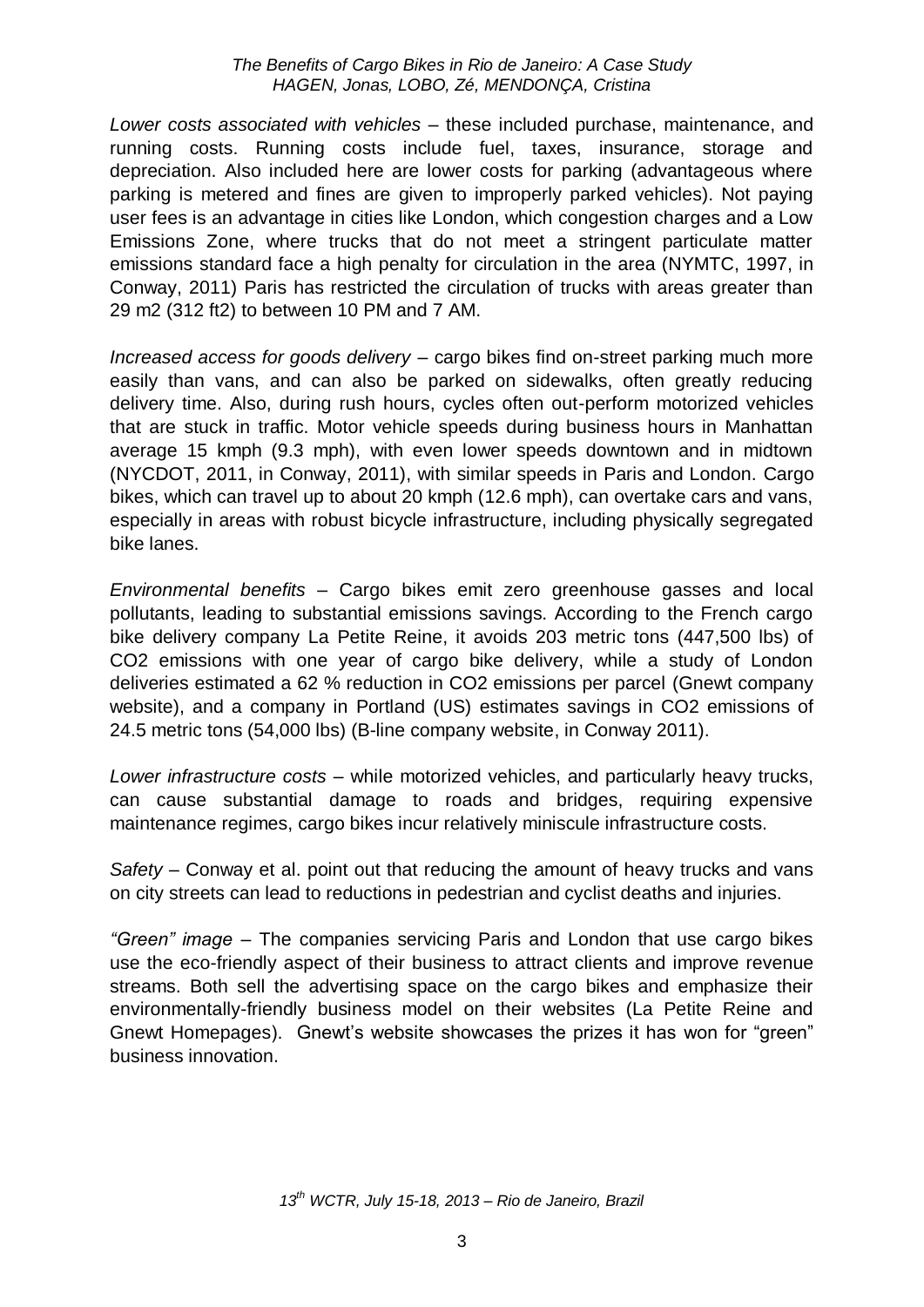*Lower costs associated with vehicles* – these included purchase, maintenance, and running costs. Running costs include fuel, taxes, insurance, storage and depreciation. Also included here are lower costs for parking (advantageous where parking is metered and fines are given to improperly parked vehicles). Not paying user fees is an advantage in cities like London, which congestion charges and a Low Emissions Zone, where trucks that do not meet a stringent particulate matter emissions standard face a high penalty for circulation in the area (NYMTC, 1997, in Conway, 2011) Paris has restricted the circulation of trucks with areas greater than 29 m2 (312 ft2) to between 10 PM and 7 AM.

*Increased access for goods delivery* – cargo bikes find on-street parking much more easily than vans, and can also be parked on sidewalks, often greatly reducing delivery time. Also, during rush hours, cycles often out-perform motorized vehicles that are stuck in traffic. Motor vehicle speeds during business hours in Manhattan average 15 kmph (9.3 mph), with even lower speeds downtown and in midtown (NYCDOT, 2011, in Conway, 2011), with similar speeds in Paris and London. Cargo bikes, which can travel up to about 20 kmph (12.6 mph), can overtake cars and vans, especially in areas with robust bicycle infrastructure, including physically segregated bike lanes.

*Environmental benefits* – Cargo bikes emit zero greenhouse gasses and local pollutants, leading to substantial emissions savings. According to the French cargo bike delivery company La Petite Reine, it avoids 203 metric tons (447,500 lbs) of $CO_2$ emissions with one year of cargo bike delivery, while a study of London deliveries estimated a 62 % reduction in $CO_2$ emissions per parcel (Gnewt company website), and a company in Portland (US) estimates savings in $CO_2$ emissions of 24.5 metric tons (54,000 lbs) (B-line company website, in Conway 2011).

*Lower infrastructure costs* – while motorized vehicles, and particularly heavy trucks, can cause substantial damage to roads and bridges, requiring expensive maintenance regimes, cargo bikes incur relatively miniscule infrastructure costs.

*Safety* – Conway et al. point out that reducing the amount of heavy trucks and vans on city streets can lead to reductions in pedestrian and cyclist deaths and injuries.

*"Green" image* – The companies servicing Paris and London that use cargo bikes use the eco-friendly aspect of their business to attract clients and improve revenue streams. Both sell the advertising space on the cargo bikes and emphasize their environmentally-friendly business model on their websites (La Petite Reine and Gnewt Homepages). Gnewt's website showcases the prizes it has won for "green" business innovation.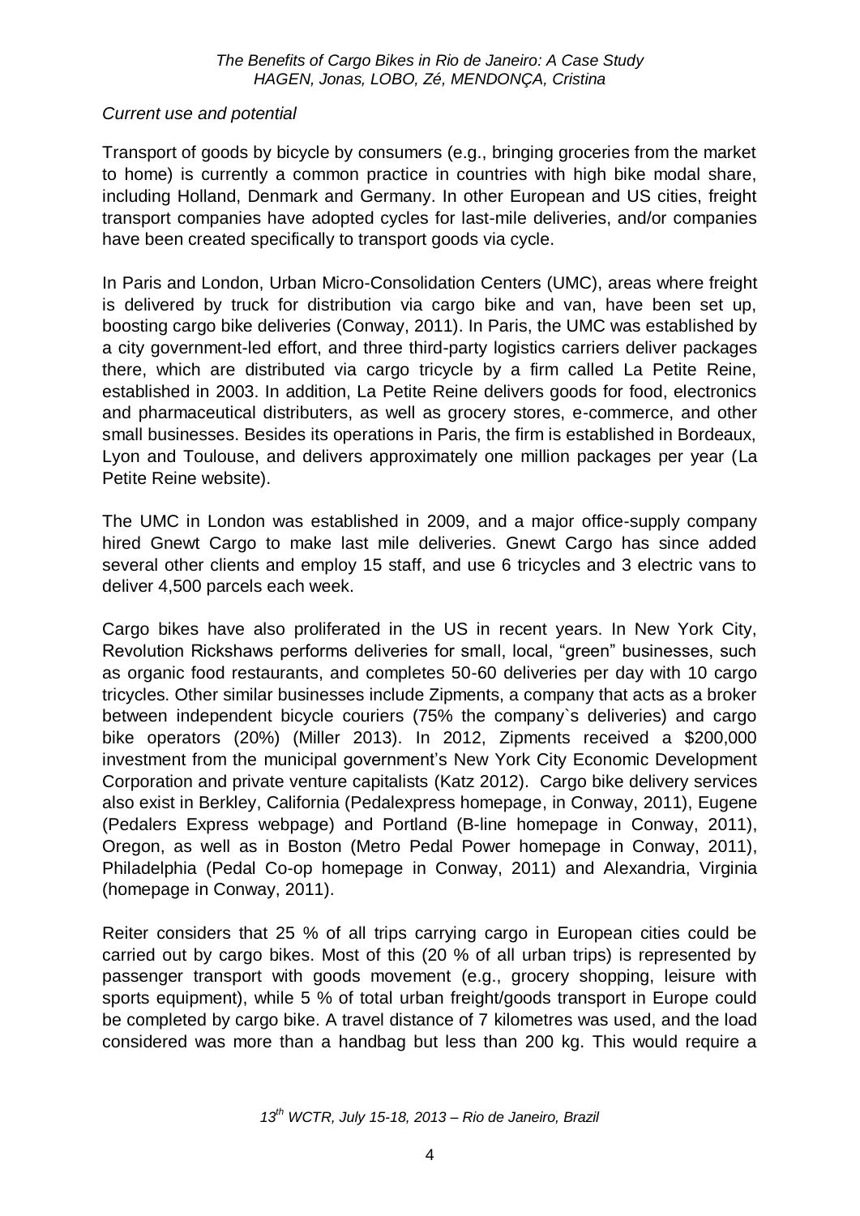*Current use and potential*

Transport of goods by bicycle by consumers (e.g., bringing groceries from the market to home) is currently a common practice in countries with high bike modal share, including Holland, Denmark and Germany. In other European and US cities, freight transport companies have adopted cycles for last-mile deliveries, and/or companies have been created specifically to transport goods via cycle.

In Paris and London, Urban Micro-Consolidation Centers (UMC), areas where freight is delivered by truck for distribution via cargo bike and van, have been set up, boosting cargo bike deliveries (Conway, 2011). In Paris, the UMC was established by a city government-led effort, and three third-party logistics carriers deliver packages there, which are distributed via cargo tricycle by a firm called La Petite Reine, established in 2003. In addition, La Petite Reine delivers goods for food, electronics and pharmaceutical distributers, as well as grocery stores, e-commerce, and other small businesses. Besides its operations in Paris, the firm is established in Bordeaux, Lyon and Toulouse, and delivers approximately one million packages per year (La Petite Reine website).

The UMC in London was established in 2009, and a major office-supply company hired Gnewt Cargo to make last mile deliveries. Gnewt Cargo has since added several other clients and employ 15 staff, and use 6 tricycles and 3 electric vans to deliver 4,500 parcels each week.

Cargo bikes have also proliferated in the US in recent years. In New York City, Revolution Rickshaws performs deliveries for small, local, "green" businesses, such as organic food restaurants, and completes 50-60 deliveries per day with 10 cargo tricycles. Other similar businesses include Zipments, a company that acts as a broker between independent bicycle couriers (75% the company`s deliveries) and cargo bike operators (20%) (Miller 2013). In 2012, Zipments received a $200,000 investment from the municipal government's New York City Economic Development Corporation and private venture capitalists (Katz 2012). Cargo bike delivery services also exist in Berkley, California (Pedalexpress homepage, in Conway, 2011), Eugene (Pedalers Express webpage) and Portland (B-line homepage in Conway, 2011), Oregon, as well as in Boston (Metro Pedal Power homepage in Conway, 2011), Philadelphia (Pedal Co-op homepage in Conway, 2011) and Alexandria, Virginia (homepage in Conway, 2011).

Reiter considers that 25 % of all trips carrying cargo in European cities could be carried out by cargo bikes. Most of this (20 % of all urban trips) is represented by passenger transport with goods movement (e.g., grocery shopping, leisure with sports equipment), while 5 % of total urban freight/goods transport in Europe could be completed by cargo bike. A travel distance of 7 kilometres was used, and the load considered was more than a handbag but less than 200 kg. This would require a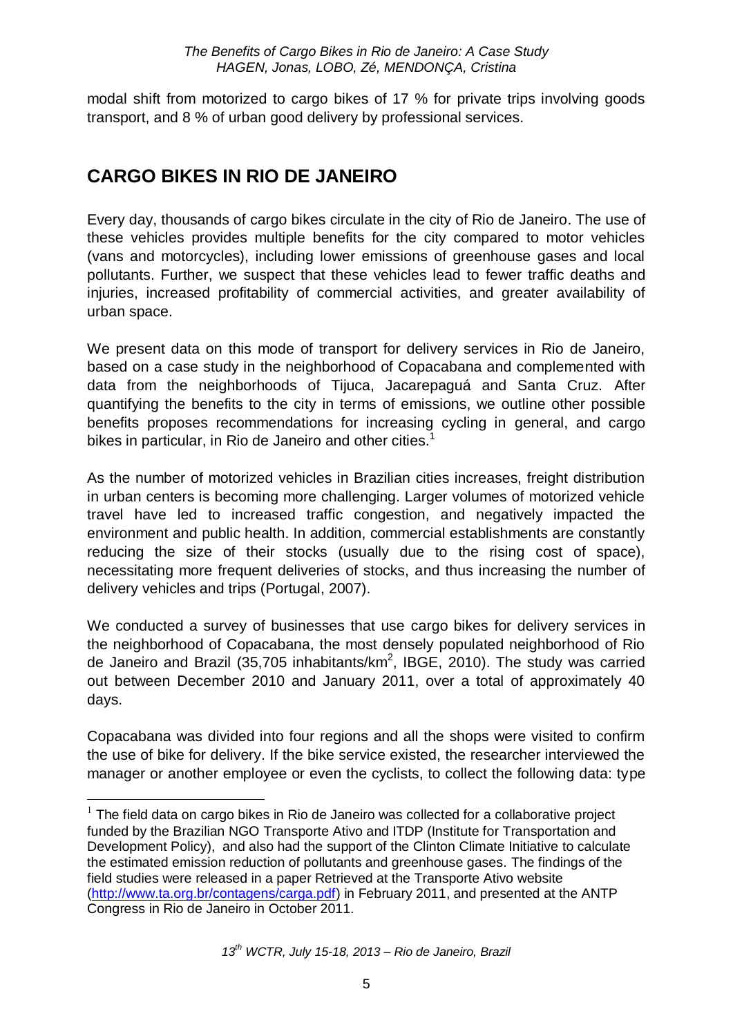modal shift from motorized to cargo bikes of 17 % for private trips involving goods transport, and 8 % of urban good delivery by professional services.

## CARGO BIKES IN RIO DE JANEIRO

Every day, thousands of cargo bikes circulate in the city of Rio de Janeiro. The use of these vehicles provides multiple benefits for the city compared to motor vehicles (vans and motorcycles), including lower emissions of greenhouse gases and local pollutants. Further, we suspect that these vehicles lead to fewer traffic deaths and injuries, increased profitability of commercial activities, and greater availability of urban space.

We present data on this mode of transport for delivery services in Rio de Janeiro, based on a case study in the neighborhood of Copacabana and complemented with data from the neighborhoods of Tijuca, Jacarepaguá and Santa Cruz. After quantifying the benefits to the city in terms of emissions, we outline other possible benefits proposes recommendations for increasing cycling in general, and cargo bikes in particular, in Rio de Janeiro and other cities.[1]

As the number of motorized vehicles in Brazilian cities increases, freight distribution in urban centers is becoming more challenging. Larger volumes of motorized vehicle travel have led to increased traffic congestion, and negatively impacted the environment and public health. In addition, commercial establishments are constantly reducing the size of their stocks (usually due to the rising cost of space), necessitating more frequent deliveries of stocks, and thus increasing the number of delivery vehicles and trips (Portugal, 2007).

We conducted a survey of businesses that use cargo bikes for delivery services in the neighborhood of Copacabana, the most densely populated neighborhood of Rio de Janeiro and Brazil (35,705 inhabitants/km$^2$, IBGE, 2010). The study was carried out between December 2010 and January 2011, over a total of approximately 40 days.

Copacabana was divided into four regions and all the shops were visited to confirm the use of bike for delivery. If the bike service existed, the researcher interviewed the manager or another employee or even the cyclists, to collect the following data: type

[1] The field data on cargo bikes in Rio de Janeiro was collected for a collaborative project funded by the Brazilian NGO Transporte Ativo and ITDP (Institute for Transportation and Development Policy), and also had the support of the Clinton Climate Initiative to calculate the estimated emission reduction of pollutants and greenhouse gases. The findings of the field studies were released in a paper Retrieved at the Transporte Ativo website (http://www.ta.org.br/contagens/carga.pdf) in February 2011, and presented at the ANTP Congress in Rio de Janeiro in October 2011.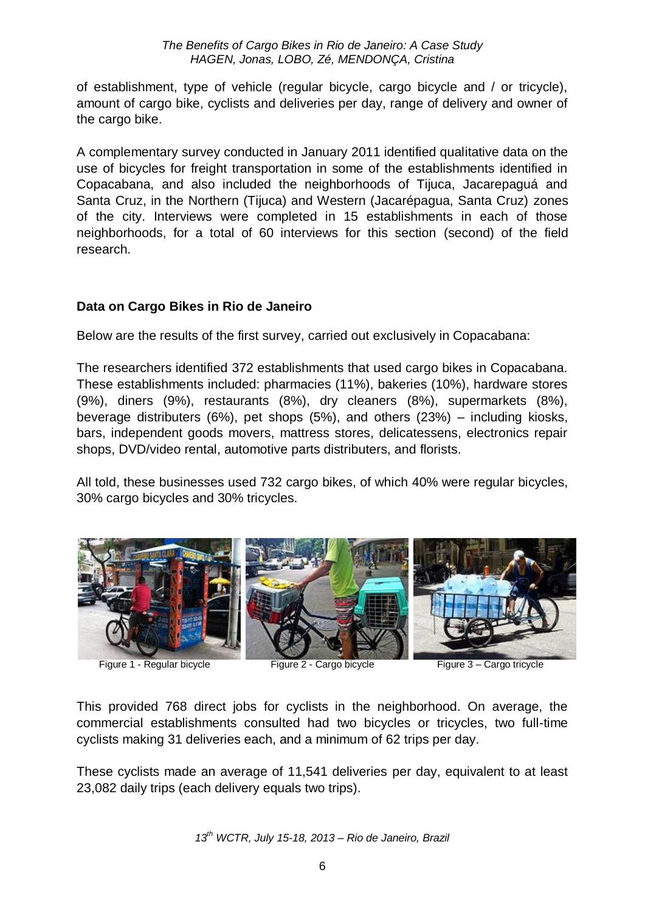of establishment, type of vehicle (regular bicycle, cargo bicycle and / or tricycle), amount of cargo bike, cyclists and deliveries per day, range of delivery and owner of the cargo bike.

A complementary survey conducted in January 2011 identified qualitative data on the use of bicycles for freight transportation in some of the establishments identified in Copacabana, and also included the neighborhoods of Tijuca, Jacarepaguá and Santa Cruz, in the Northern (Tijuca) and Western (Jacarépagua, Santa Cruz) zones of the city. Interviews were completed in 15 establishments in each of those neighborhoods, for a total of 60 interviews for this section (second) of the field research.

## Data on Cargo Bikes in Rio de Janeiro

Below are the results of the first survey, carried out exclusively in Copacabana:

The researchers identified 372 establishments that used cargo bikes in Copacabana. These establishments included: pharmacies (11%), bakeries (10%), hardware stores (9%), diners (9%), restaurants (8%), dry cleaners (8%), supermarkets (8%), beverage distributers (6%), pet shops (5%), and others (23%) – including kiosks, bars, independent goods movers, mattress stores, delicatessens, electronics repair shops, DVD/video rental, automotive parts distributers, and florists.

All told, these businesses used 732 cargo bikes, of which 40% were regular bicycles, 30% cargo bicycles and 30% tricycles.

Figure 1 - Regular bicycle

Figure 2 - Cargo bicycle

Figure 3 – Cargo tricycle

This provided 768 direct jobs for cyclists in the neighborhood. On average, the commercial establishments consulted had two bicycles or tricycles, two full-time cyclists making 31 deliveries each, and a minimum of 62 trips per day.

These cyclists made an average of 11,541 deliveries per day, equivalent to at least 23,082 daily trips (each delivery equals two trips).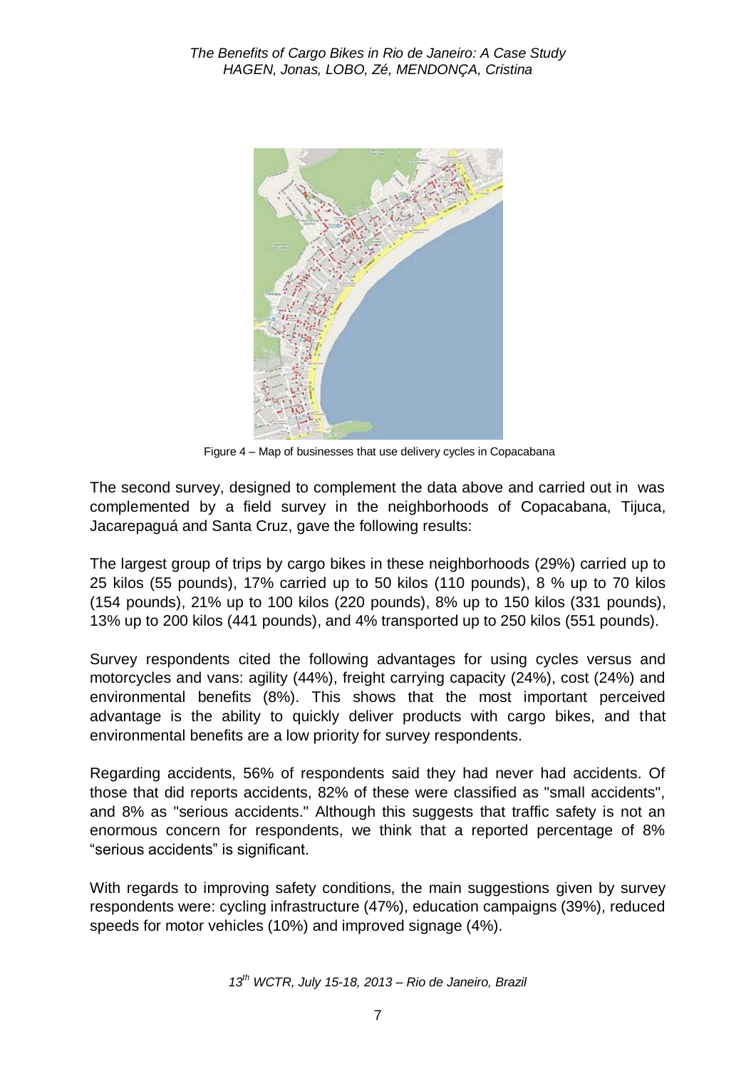Figure 4 – Map of businesses that use delivery cycles in Copacabana

The second survey, designed to complement the data above and carried out in was complemented by a field survey in the neighborhoods of Copacabana, Tijuca, Jacarepaguá and Santa Cruz, gave the following results:

The largest group of trips by cargo bikes in these neighborhoods (29%) carried up to 25 kilos (55 pounds), 17% carried up to 50 kilos (110 pounds), 8 % up to 70 kilos (154 pounds), 21% up to 100 kilos (220 pounds), 8% up to 150 kilos (331 pounds), 13% up to 200 kilos (441 pounds), and 4% transported up to 250 kilos (551 pounds).

Survey respondents cited the following advantages for using cycles versus and motorcycles and vans: agility (44%), freight carrying capacity (24%), cost (24%) and environmental benefits (8%). This shows that the most important perceived advantage is the ability to quickly deliver products with cargo bikes, and that environmental benefits are a low priority for survey respondents.

Regarding accidents, 56% of respondents said they had never had accidents. Of those that did reports accidents, 82% of these were classified as "small accidents", and 8% as "serious accidents." Although this suggests that traffic safety is not an enormous concern for respondents, we think that a reported percentage of 8% "serious accidents" is significant.

With regards to improving safety conditions, the main suggestions given by survey respondents were: cycling infrastructure (47%), education campaigns (39%), reduced speeds for motor vehicles (10%) and improved signage (4%).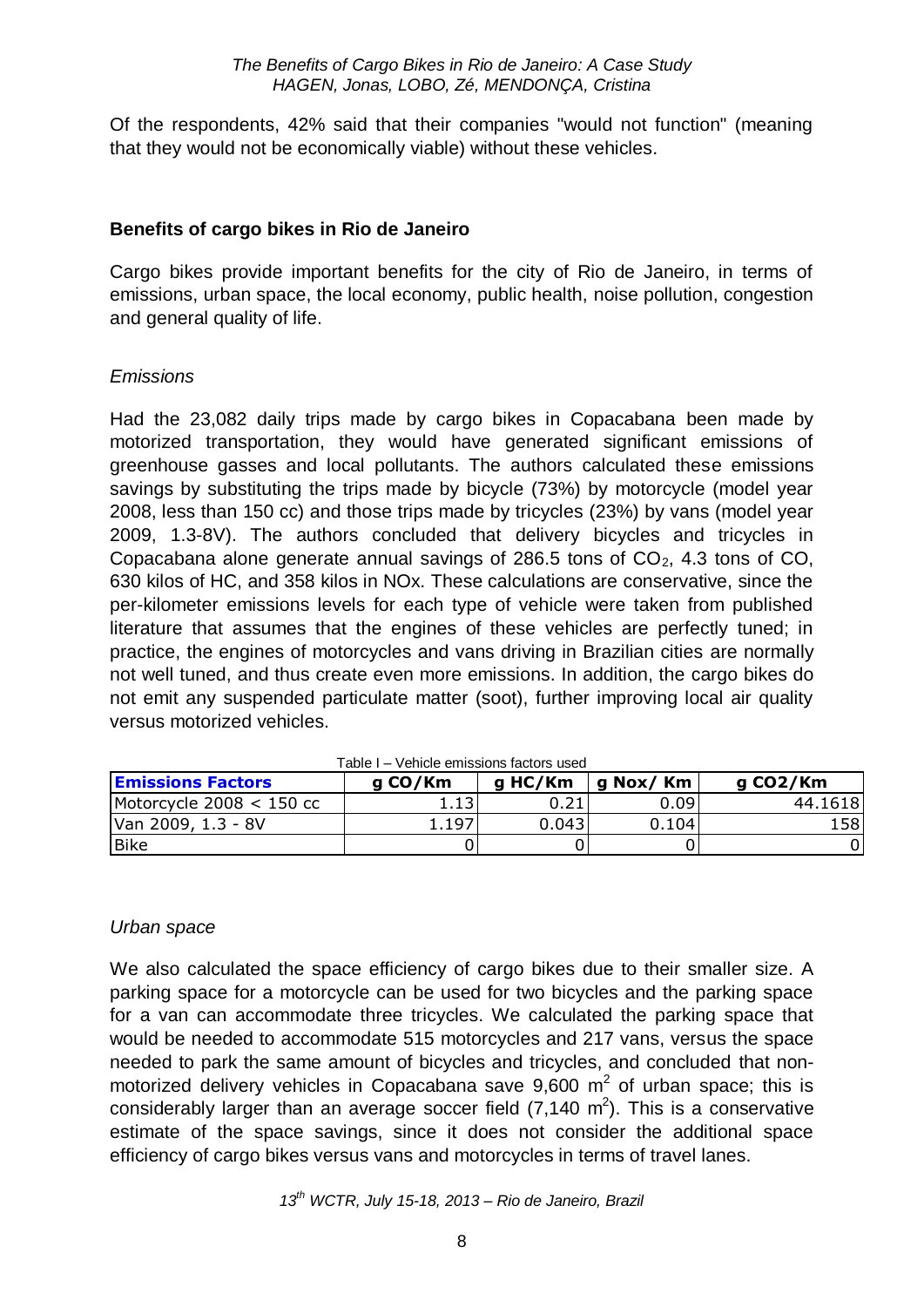Of the respondents, 42% said that their companies "would not function" (meaning that they would not be economically viable) without these vehicles.

## Benefits of cargo bikes in Rio de Janeiro

Cargo bikes provide important benefits for the city of Rio de Janeiro, in terms of emissions, urban space, the local economy, public health, noise pollution, congestion and general quality of life.

### *Emissions*

Had the 23,082 daily trips made by cargo bikes in Copacabana been made by motorized transportation, they would have generated significant emissions of greenhouse gasses and local pollutants. The authors calculated these emissions savings by substituting the trips made by bicycle (73%) by motorcycle (model year 2008, less than 150 cc) and those trips made by tricycles (23%) by vans (model year 2009, 1.3-8V). The authors concluded that delivery bicycles and tricycles in Copacabana alone generate annual savings of 286.5 tons of $CO_2$, 4.3 tons of CO, 630 kilos of HC, and 358 kilos in NOx. These calculations are conservative, since the per-kilometer emissions levels for each type of vehicle were taken from published literature that assumes that the engines of these vehicles are perfectly tuned; in practice, the engines of motorcycles and vans driving in Brazilian cities are normally not well tuned, and thus create even more emissions. In addition, the cargo bikes do not emit any suspended particulate matter (soot), further improving local air quality versus motorized vehicles.

Table I – Vehicle emissions factors used

| Emissions Factors | g CO/Km | g HC/Km | g Nox/ Km | g CO2/Km |
|---|---|---|---|---|
| Motorcycle 2008 < 150 cc | 1.13 | 0.21 | 0.09 | 44.1618 |
| Van 2009, 1.3 - 8V | 1.197 | 0.043 | 0.104 | 158 |
| Bike | 0 | 0 | 0 | 0 |

### *Urban space*

We also calculated the space efficiency of cargo bikes due to their smaller size. A parking space for a motorcycle can be used for two bicycles and the parking space for a van can accommodate three tricycles. We calculated the parking space that would be needed to accommodate 515 motorcycles and 217 vans, versus the space needed to park the same amount of bicycles and tricycles, and concluded that non-motorized delivery vehicles in Copacabana save 9,600 $m^2$ of urban space; this is considerably larger than an average soccer field (7,140 $m^2$). This is a conservative estimate of the space savings, since it does not consider the additional space efficiency of cargo bikes versus vans and motorcycles in terms of travel lanes.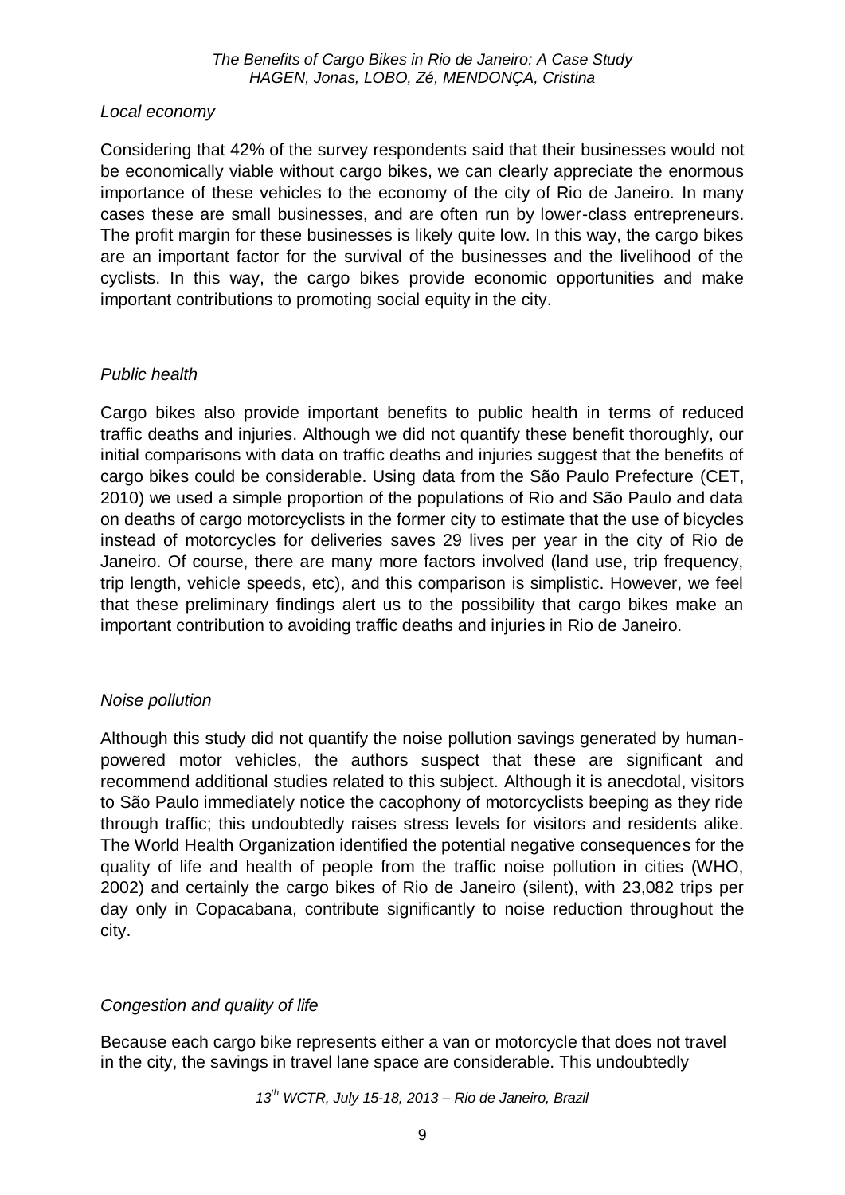*Local economy*

Considering that 42% of the survey respondents said that their businesses would not be economically viable without cargo bikes, we can clearly appreciate the enormous importance of these vehicles to the economy of the city of Rio de Janeiro. In many cases these are small businesses, and are often run by lower-class entrepreneurs. The profit margin for these businesses is likely quite low. In this way, the cargo bikes are an important factor for the survival of the businesses and the livelihood of the cyclists. In this way, the cargo bikes provide economic opportunities and make important contributions to promoting social equity in the city.

*Public health*

Cargo bikes also provide important benefits to public health in terms of reduced traffic deaths and injuries. Although we did not quantify these benefit thoroughly, our initial comparisons with data on traffic deaths and injuries suggest that the benefits of cargo bikes could be considerable. Using data from the São Paulo Prefecture (CET, 2010) we used a simple proportion of the populations of Rio and São Paulo and data on deaths of cargo motorcyclists in the former city to estimate that the use of bicycles instead of motorcycles for deliveries saves 29 lives per year in the city of Rio de Janeiro. Of course, there are many more factors involved (land use, trip frequency, trip length, vehicle speeds, etc), and this comparison is simplistic. However, we feel that these preliminary findings alert us to the possibility that cargo bikes make an important contribution to avoiding traffic deaths and injuries in Rio de Janeiro.

*Noise pollution*

Although this study did not quantify the noise pollution savings generated by human-powered motor vehicles, the authors suspect that these are significant and recommend additional studies related to this subject. Although it is anecdotal, visitors to São Paulo immediately notice the cacophony of motorcyclists beeping as they ride through traffic; this undoubtedly raises stress levels for visitors and residents alike. The World Health Organization identified the potential negative consequences for the quality of life and health of people from the traffic noise pollution in cities (WHO, 2002) and certainly the cargo bikes of Rio de Janeiro (silent), with 23,082 trips per day only in Copacabana, contribute significantly to noise reduction throughout the city.

*Congestion and quality of life*

Because each cargo bike represents either a van or motorcycle that does not travel in the city, the savings in travel lane space are considerable. This undoubtedly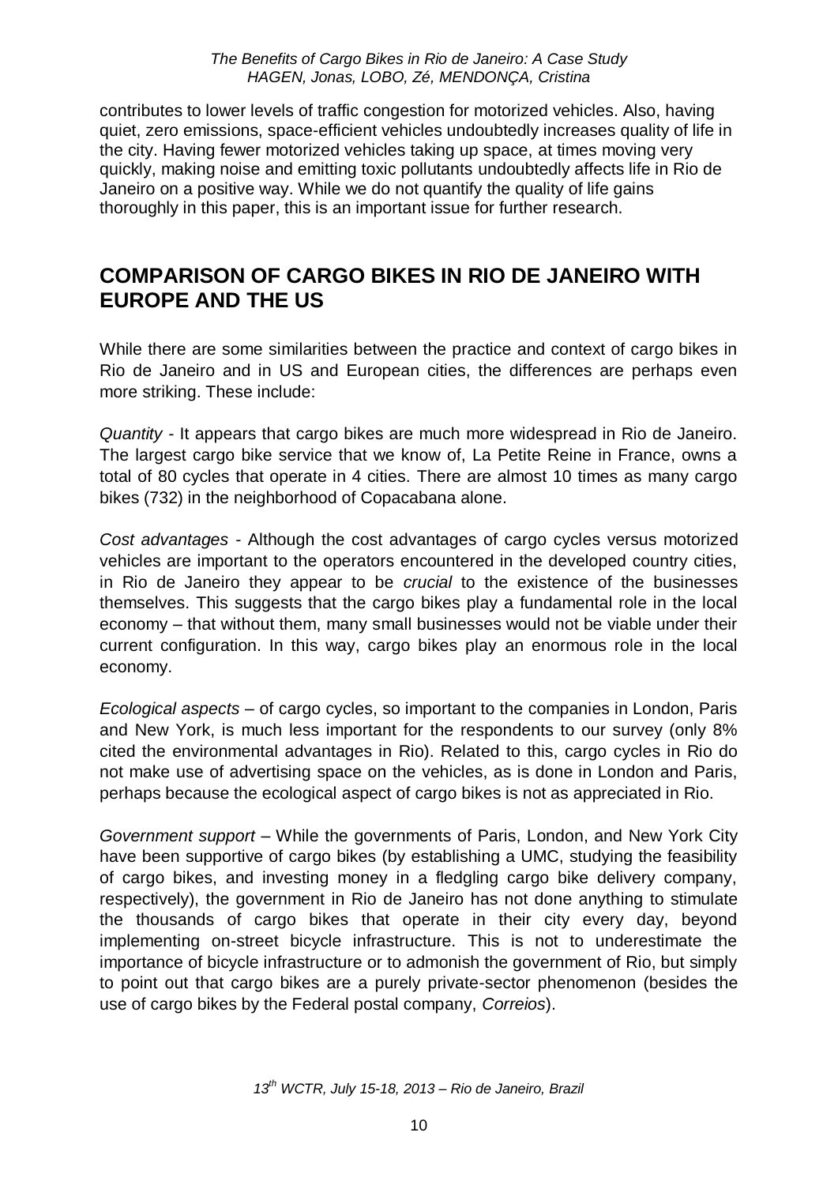contributes to lower levels of traffic congestion for motorized vehicles. Also, having quiet, zero emissions, space-efficient vehicles undoubtedly increases quality of life in the city. Having fewer motorized vehicles taking up space, at times moving very quickly, making noise and emitting toxic pollutants undoubtedly affects life in Rio de Janeiro on a positive way. While we do not quantify the quality of life gains thoroughly in this paper, this is an important issue for further research.

## COMPARISON OF CARGO BIKES IN RIO DE JANEIRO WITH EUROPE AND THE US

While there are some similarities between the practice and context of cargo bikes in Rio de Janeiro and in US and European cities, the differences are perhaps even more striking. These include:

*Quantity* - It appears that cargo bikes are much more widespread in Rio de Janeiro. The largest cargo bike service that we know of, La Petite Reine in France, owns a total of 80 cycles that operate in 4 cities. There are almost 10 times as many cargo bikes (732) in the neighborhood of Copacabana alone.

*Cost advantages* - Although the cost advantages of cargo cycles versus motorized vehicles are important to the operators encountered in the developed country cities, in Rio de Janeiro they appear to be *crucial* to the existence of the businesses themselves. This suggests that the cargo bikes play a fundamental role in the local economy – that without them, many small businesses would not be viable under their current configuration. In this way, cargo bikes play an enormous role in the local economy.

*Ecological aspects* – of cargo cycles, so important to the companies in London, Paris and New York, is much less important for the respondents to our survey (only 8% cited the environmental advantages in Rio). Related to this, cargo cycles in Rio do not make use of advertising space on the vehicles, as is done in London and Paris, perhaps because the ecological aspect of cargo bikes is not as appreciated in Rio.

*Government support* – While the governments of Paris, London, and New York City have been supportive of cargo bikes (by establishing a UMC, studying the feasibility of cargo bikes, and investing money in a fledgling cargo bike delivery company, respectively), the government in Rio de Janeiro has not done anything to stimulate the thousands of cargo bikes that operate in their city every day, beyond implementing on-street bicycle infrastructure. This is not to underestimate the importance of bicycle infrastructure or to admonish the government of Rio, but simply to point out that cargo bikes are a purely private-sector phenomenon (besides the use of cargo bikes by the Federal postal company, *Correios*).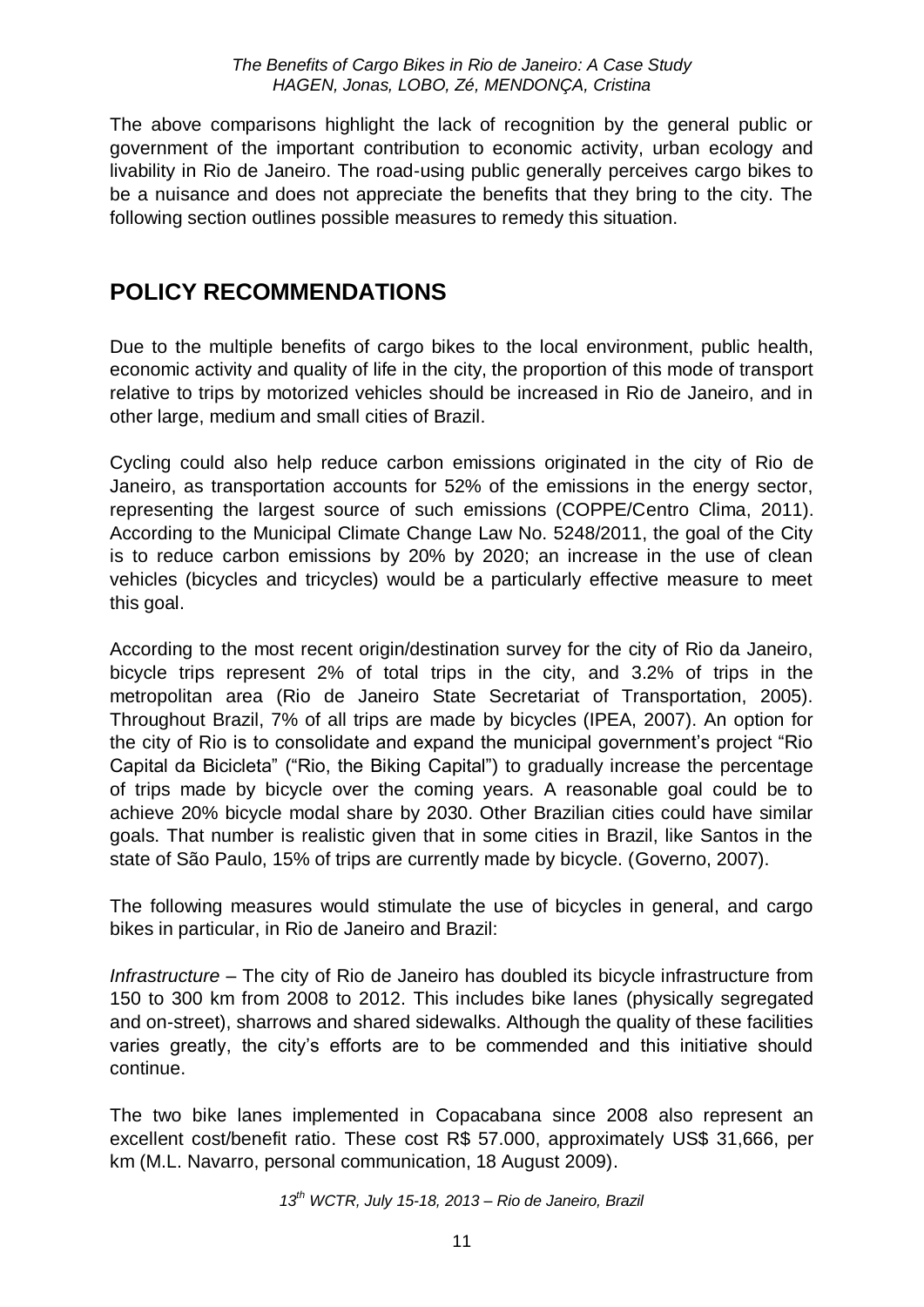The above comparisons highlight the lack of recognition by the general public or government of the important contribution to economic activity, urban ecology and livability in Rio de Janeiro. The road-using public generally perceives cargo bikes to be a nuisance and does not appreciate the benefits that they bring to the city. The following section outlines possible measures to remedy this situation.

## POLICY RECOMMENDATIONS

Due to the multiple benefits of cargo bikes to the local environment, public health, economic activity and quality of life in the city, the proportion of this mode of transport relative to trips by motorized vehicles should be increased in Rio de Janeiro, and in other large, medium and small cities of Brazil.

Cycling could also help reduce carbon emissions originated in the city of Rio de Janeiro, as transportation accounts for 52% of the emissions in the energy sector, representing the largest source of such emissions (COPPE/Centro Clima, 2011). According to the Municipal Climate Change Law No. 5248/2011, the goal of the City is to reduce carbon emissions by 20% by 2020; an increase in the use of clean vehicles (bicycles and tricycles) would be a particularly effective measure to meet this goal.

According to the most recent origin/destination survey for the city of Rio da Janeiro, bicycle trips represent 2% of total trips in the city, and 3.2% of trips in the metropolitan area (Rio de Janeiro State Secretariat of Transportation, 2005). Throughout Brazil, 7% of all trips are made by bicycles (IPEA, 2007). An option for the city of Rio is to consolidate and expand the municipal government's project "Rio Capital da Bicicleta" ("Rio, the Biking Capital") to gradually increase the percentage of trips made by bicycle over the coming years. A reasonable goal could be to achieve 20% bicycle modal share by 2030. Other Brazilian cities could have similar goals. That number is realistic given that in some cities in Brazil, like Santos in the state of São Paulo, 15% of trips are currently made by bicycle. (Governo, 2007).

The following measures would stimulate the use of bicycles in general, and cargo bikes in particular, in Rio de Janeiro and Brazil:

*Infrastructure* – The city of Rio de Janeiro has doubled its bicycle infrastructure from 150 to 300 km from 2008 to 2012. This includes bike lanes (physically segregated and on-street), sharrows and shared sidewalks. Although the quality of these facilities varies greatly, the city's efforts are to be commended and this initiative should continue.

The two bike lanes implemented in Copacabana since 2008 also represent an excellent cost/benefit ratio. These cost R$ 57.000, approximately US$ 31,666, per km (M.L. Navarro, personal communication, 18 August 2009).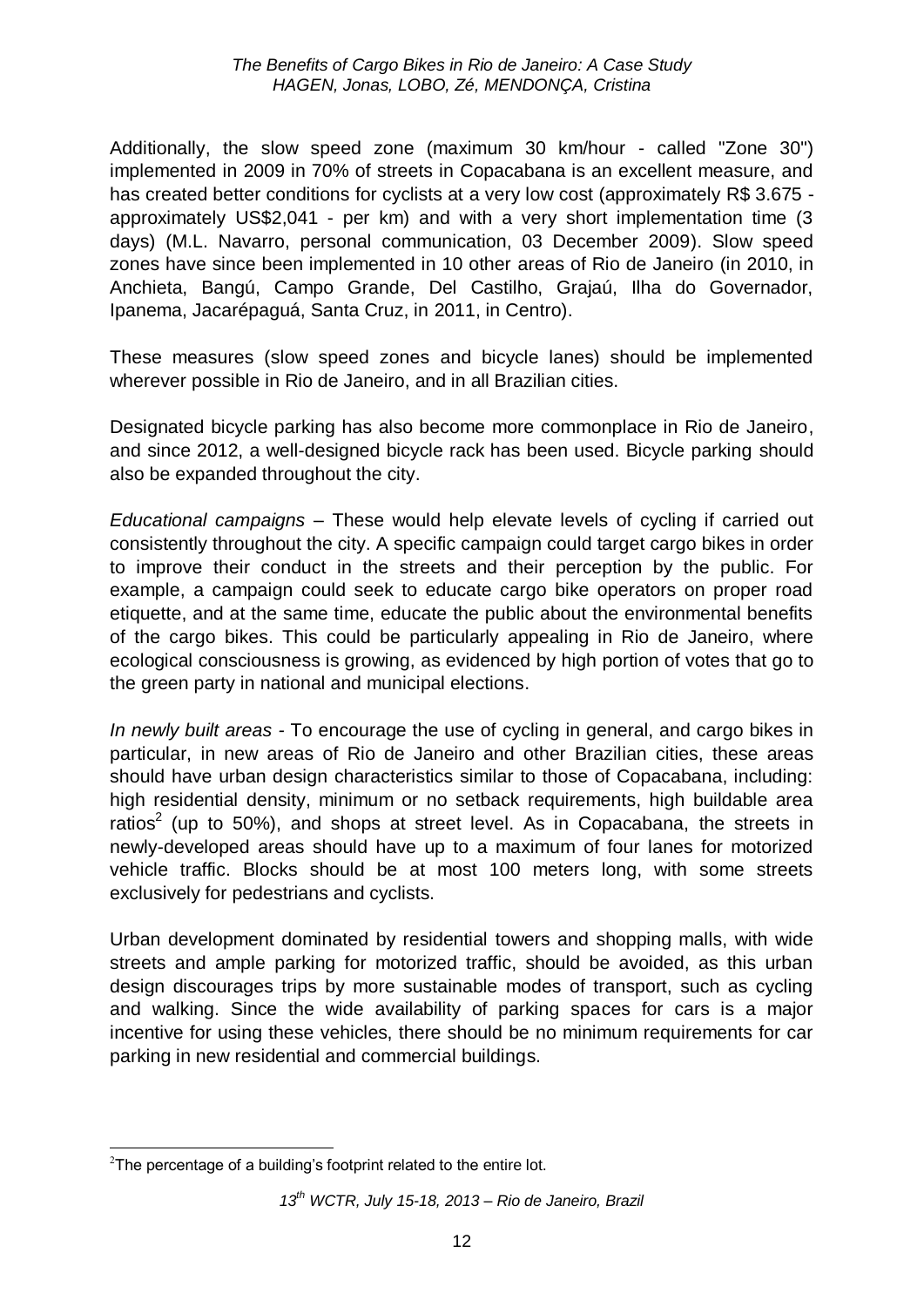Additionally, the slow speed zone (maximum 30 km/hour - called "Zone 30") implemented in 2009 in 70% of streets in Copacabana is an excellent measure, and has created better conditions for cyclists at a very low cost (approximately R$ 3.675 - approximately US$2,041 - per km) and with a very short implementation time (3 days) (M.L. Navarro, personal communication, 03 December 2009). Slow speed zones have since been implemented in 10 other areas of Rio de Janeiro (in 2010, in Anchieta, Bangú, Campo Grande, Del Castilho, Grajaú, Ilha do Governador, Ipanema, Jacarépaguá, Santa Cruz, in 2011, in Centro).

These measures (slow speed zones and bicycle lanes) should be implemented wherever possible in Rio de Janeiro, and in all Brazilian cities.

Designated bicycle parking has also become more commonplace in Rio de Janeiro, and since 2012, a well-designed bicycle rack has been used. Bicycle parking should also be expanded throughout the city.

*Educational campaigns* – These would help elevate levels of cycling if carried out consistently throughout the city. A specific campaign could target cargo bikes in order to improve their conduct in the streets and their perception by the public. For example, a campaign could seek to educate cargo bike operators on proper road etiquette, and at the same time, educate the public about the environmental benefits of the cargo bikes. This could be particularly appealing in Rio de Janeiro, where ecological consciousness is growing, as evidenced by high portion of votes that go to the green party in national and municipal elections.

*In newly built areas* - To encourage the use of cycling in general, and cargo bikes in particular, in new areas of Rio de Janeiro and other Brazilian cities, these areas should have urban design characteristics similar to those of Copacabana, including: high residential density, minimum or no setback requirements, high buildable area ratios[2] (up to 50%), and shops at street level. As in Copacabana, the streets in newly-developed areas should have up to a maximum of four lanes for motorized vehicle traffic. Blocks should be at most 100 meters long, with some streets exclusively for pedestrians and cyclists.

Urban development dominated by residential towers and shopping malls, with wide streets and ample parking for motorized traffic, should be avoided, as this urban design discourages trips by more sustainable modes of transport, such as cycling and walking. Since the wide availability of parking spaces for cars is a major incentive for using these vehicles, there should be no minimum requirements for car parking in new residential and commercial buildings.

[2] The percentage of a building's footprint related to the entire lot.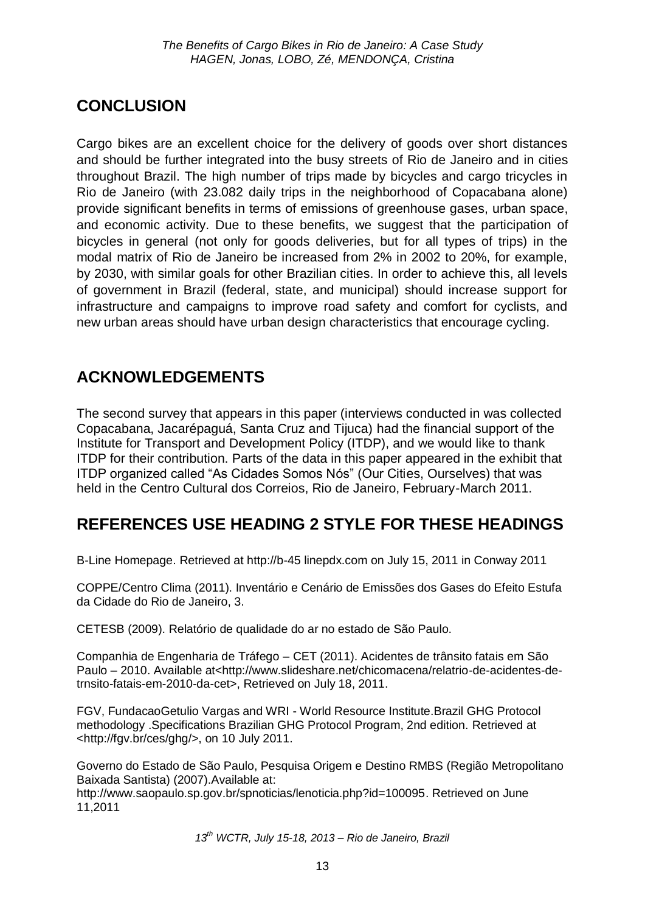## CONCLUSION

Cargo bikes are an excellent choice for the delivery of goods over short distances and should be further integrated into the busy streets of Rio de Janeiro and in cities throughout Brazil. The high number of trips made by bicycles and cargo tricycles in Rio de Janeiro (with 23.082 daily trips in the neighborhood of Copacabana alone) provide significant benefits in terms of emissions of greenhouse gases, urban space, and economic activity. Due to these benefits, we suggest that the participation of bicycles in general (not only for goods deliveries, but for all types of trips) in the modal matrix of Rio de Janeiro be increased from 2% in 2002 to 20%, for example, by 2030, with similar goals for other Brazilian cities. In order to achieve this, all levels of government in Brazil (federal, state, and municipal) should increase support for infrastructure and campaigns to improve road safety and comfort for cyclists, and new urban areas should have urban design characteristics that encourage cycling.

## ACKNOWLEDGEMENTS

The second survey that appears in this paper (interviews conducted in was collected Copacabana, Jacarépaguá, Santa Cruz and Tijuca) had the financial support of the Institute for Transport and Development Policy (ITDP), and we would like to thank ITDP for their contribution. Parts of the data in this paper appeared in the exhibit that ITDP organized called "As Cidades Somos Nós" (Our Cities, Ourselves) that was held in the Centro Cultural dos Correios, Rio de Janeiro, February-March 2011.

## REFERENCES USE HEADING 2 STYLE FOR THESE HEADINGS

B-Line Homepage. Retrieved at http://b-45 linepdx.com on July 15, 2011 in Conway 2011

COPPE/Centro Clima (2011). Inventário e Cenário de Emissões dos Gases do Efeito Estufa da Cidade do Rio de Janeiro, 3.

CETESB (2009). Relatório de qualidade do ar no estado de São Paulo.

Companhia de Engenharia de Tráfego – CET (2011). Acidentes de trânsito fatais em São Paulo – 2010. Available at<http://www.slideshare.net/chicomacena/relatrio-de-acidentes-de-trnsito-fatais-em-2010-da-cet>, Retrieved on July 18, 2011.

FGV, FundacaoGetulio Vargas and WRI - World Resource Institute.Brazil GHG Protocol methodology .Specifications Brazilian GHG Protocol Program, 2nd edition. Retrieved at <http://fgv.br/ces/ghg/>, on 10 July 2011.

Governo do Estado de São Paulo, Pesquisa Origem e Destino RMBS (Região Metropolitano Baixada Santista) (2007).Available at: http://www.saopaulo.sp.gov.br/spnoticias/lenoticia.php?id=100095. Retrieved on June 11,2011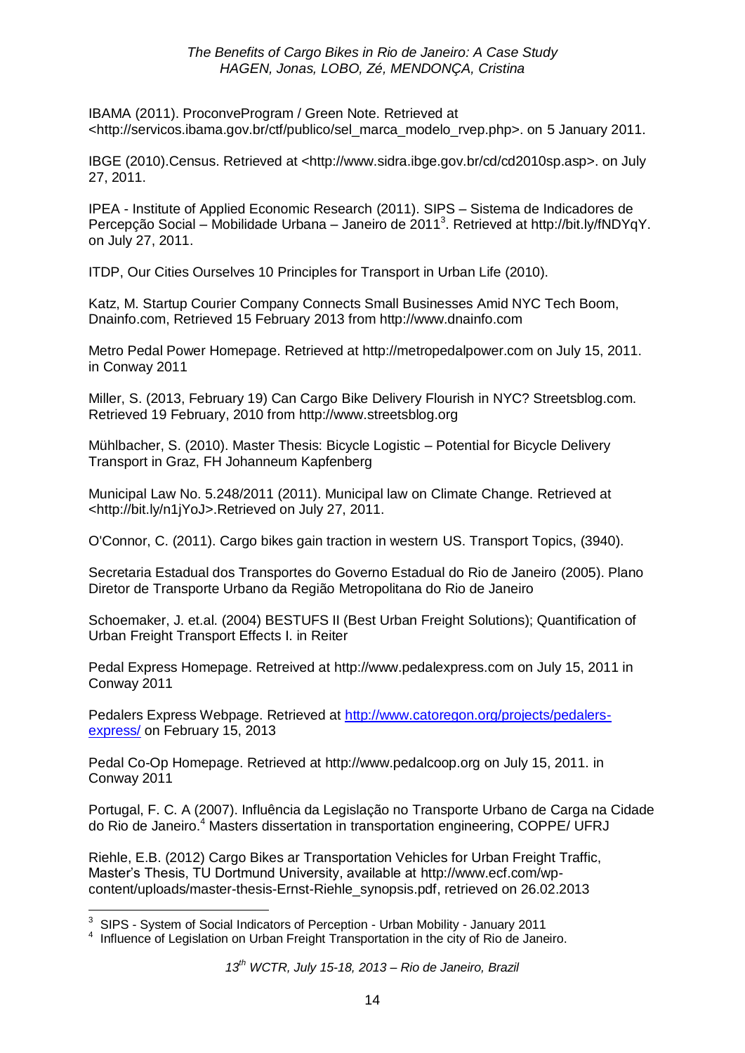IBAMA (2011). ProconveProgram / Green Note. Retrieved at <http://servicos.ibama.gov.br/ctf/publico/sel_marca_modelo_rvep.php>. on 5 January 2011.

IBGE (2010).Census. Retrieved at <http://www.sidra.ibge.gov.br/cd/cd2010sp.asp>. on July 27, 2011.

IPEA - Institute of Applied Economic Research (2011). SIPS – Sistema de Indicadores de Percepção Social – Mobilidade Urbana – Janeiro de 2011[3]. Retrieved at http://bit.ly/fNDYqY. on July 27, 2011.

ITDP, Our Cities Ourselves 10 Principles for Transport in Urban Life (2010).

Katz, M. Startup Courier Company Connects Small Businesses Amid NYC Tech Boom, Dnainfo.com, Retrieved 15 February 2013 from http://www.dnainfo.com

Metro Pedal Power Homepage. Retrieved at http://metropedalpower.com on July 15, 2011. in Conway 2011

Miller, S. (2013, February 19) Can Cargo Bike Delivery Flourish in NYC? Streetsblog.com. Retrieved 19 February, 2010 from http://www.streetsblog.org

Mühlbacher, S. (2010). Master Thesis: Bicycle Logistic – Potential for Bicycle Delivery Transport in Graz, FH Johanneum Kapfenberg

Municipal Law No. 5.248/2011 (2011). Municipal law on Climate Change. Retrieved at <http://bit.ly/n1jYoJ>.Retrieved on July 27, 2011.

O'Connor, C. (2011). Cargo bikes gain traction in western US. Transport Topics, (3940).

Secretaria Estadual dos Transportes do Governo Estadual do Rio de Janeiro (2005). Plano Diretor de Transporte Urbano da Região Metropolitana do Rio de Janeiro

Schoemaker, J. et.al. (2004) BESTUFS II (Best Urban Freight Solutions); Quantification of Urban Freight Transport Effects I. in Reiter

Pedal Express Homepage. Retreived at http://www.pedalexpress.com on July 15, 2011 in Conway 2011

Pedalers Express Webpage. Retrieved at http://www.catoregon.org/projects/pedalers-express/ on February 15, 2013

Pedal Co-Op Homepage. Retrieved at http://www.pedalcoop.org on July 15, 2011. in Conway 2011

Portugal, F. C. A (2007). Influência da Legislação no Transporte Urbano de Carga na Cidade do Rio de Janeiro.[4] Masters dissertation in transportation engineering, COPPE/ UFRJ

Riehle, E.B. (2012) Cargo Bikes ar Transportation Vehicles for Urban Freight Traffic, Master's Thesis, TU Dortmund University, available at http://www.ecf.com/wp-content/uploads/master-thesis-Ernst-Riehle_synopsis.pdf, retrieved on 26.02.2013

---

[3] SIPS - System of Social Indicators of Perception - Urban Mobility - January 2011

[4] Influence of Legislation on Urban Freight Transportation in the city of Rio de Janeiro.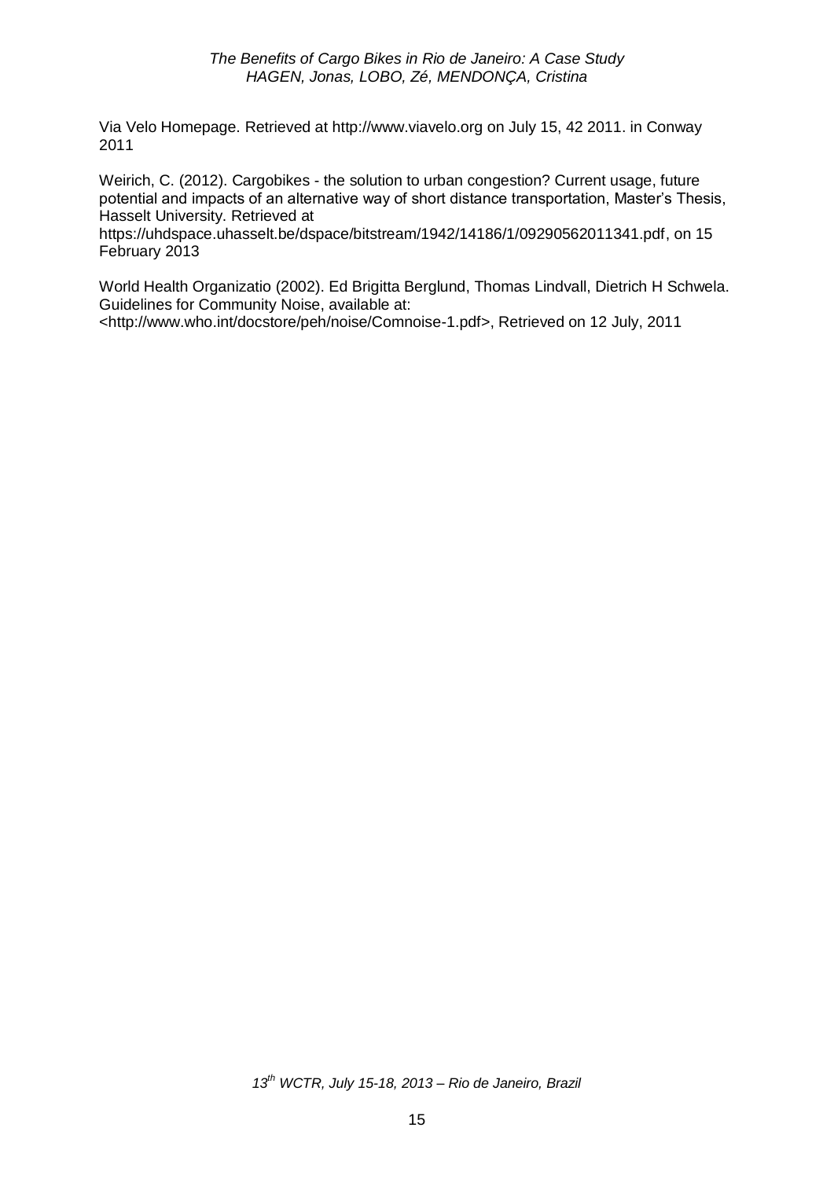Via Velo Homepage. Retrieved at http://www.viavelo.org on July 15, 42 2011. in Conway 2011

Weirich, C. (2012). Cargobikes - the solution to urban congestion? Current usage, future potential and impacts of an alternative way of short distance transportation, Master's Thesis, Hasselt University. Retrieved at https://uhdspace.uhasselt.be/dspace/bitstream/1942/14186/1/09290562011341.pdf, on 15 February 2013

World Health Organizatio (2002). Ed Brigitta Berglund, Thomas Lindvall, Dietrich H Schwela. Guidelines for Community Noise, available at: <http://www.who.int/docstore/peh/noise/Comnoise-1.pdf>, Retrieved on 12 July, 2011